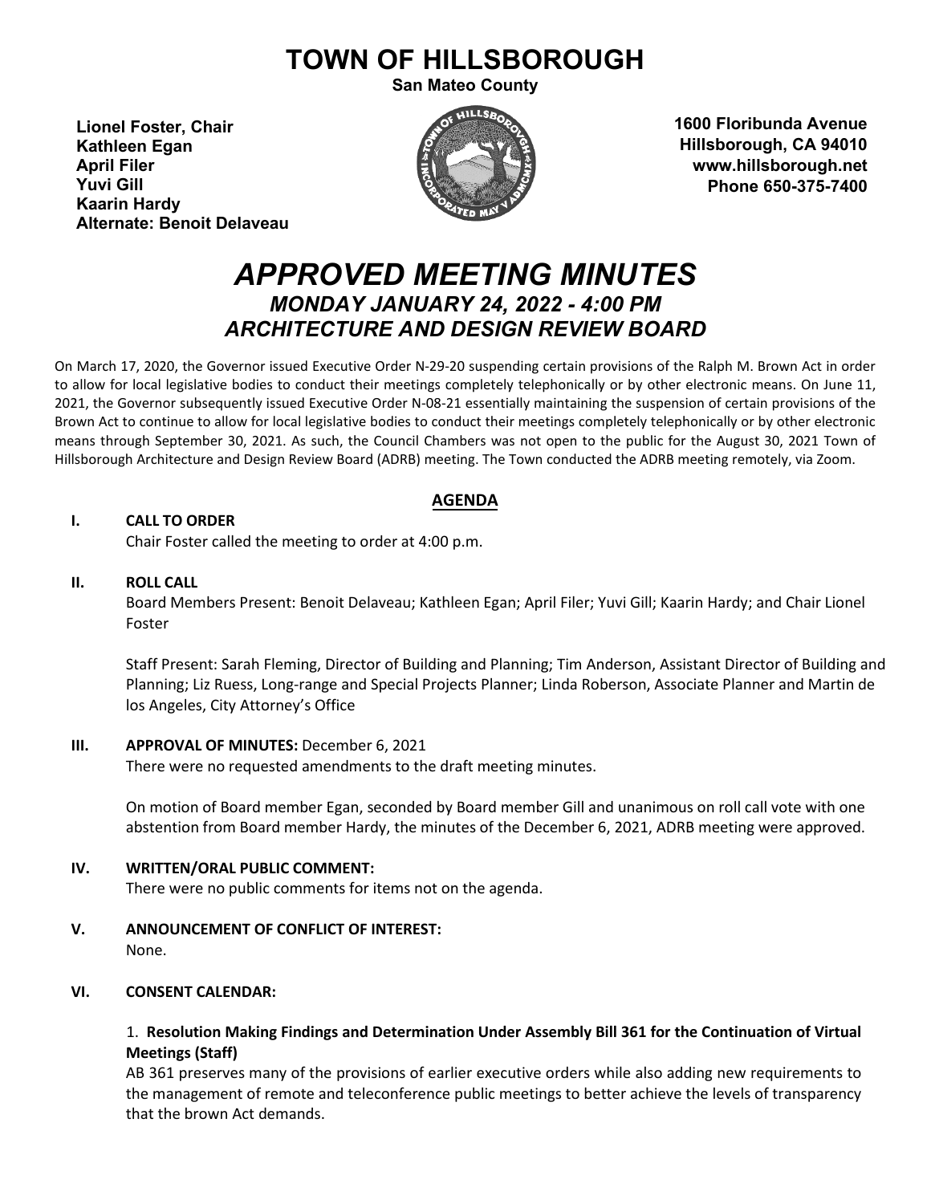# TOWN OF HILLSBOROUGH

**San Mateo County**

**Lionel Foster, Chair**
**Kathleen Egan**
**April Filer**
**Yuvi Gill**
**Kaarin Hardy**
**Alternate: Benoit Delaveau**

**1600 Floribunda Avenue**
**Hillsborough, CA 94010**
**www.hillsborough.net**
**Phone 650-375-7400**

# *APPROVED MEETING MINUTES*

## *MONDAY JANUARY 24, 2022 - 4:00 PM*

## *ARCHITECTURE AND DESIGN REVIEW BOARD*

On March 17, 2020, the Governor issued Executive Order N-29-20 suspending certain provisions of the Ralph M. Brown Act in order to allow for local legislative bodies to conduct their meetings completely telephonically or by other electronic means. On June 11, 2021, the Governor subsequently issued Executive Order N-08-21 essentially maintaining the suspension of certain provisions of the Brown Act to continue to allow for local legislative bodies to conduct their meetings completely telephonically or by other electronic means through September 30, 2021. As such, the Council Chambers was not open to the public for the August 30, 2021 Town of Hillsborough Architecture and Design Review Board (ADRB) meeting. The Town conducted the ADRB meeting remotely, via Zoom.

## **AGENDA**

**I. CALL TO ORDER**

Chair Foster called the meeting to order at 4:00 p.m.

**II. ROLL CALL**

Board Members Present: Benoit Delaveau; Kathleen Egan; April Filer; Yuvi Gill; Kaarin Hardy; and Chair Lionel Foster

Staff Present: Sarah Fleming, Director of Building and Planning; Tim Anderson, Assistant Director of Building and Planning; Liz Ruess, Long-range and Special Projects Planner; Linda Roberson, Associate Planner and Martin de los Angeles, City Attorney's Office

**III. APPROVAL OF MINUTES:** December 6, 2021

There were no requested amendments to the draft meeting minutes.

On motion of Board member Egan, seconded by Board member Gill and unanimous on roll call vote with one abstention from Board member Hardy, the minutes of the December 6, 2021, ADRB meeting were approved.

**IV. WRITTEN/ORAL PUBLIC COMMENT:**

There were no public comments for items not on the agenda.

**V. ANNOUNCEMENT OF CONFLICT OF INTEREST:**

None.

**VI. CONSENT CALENDAR:**

1. **Resolution Making Findings and Determination Under Assembly Bill 361 for the Continuation of Virtual Meetings (Staff)**

AB 361 preserves many of the provisions of earlier executive orders while also adding new requirements to the management of remote and teleconference public meetings to better achieve the levels of transparency that the brown Act demands.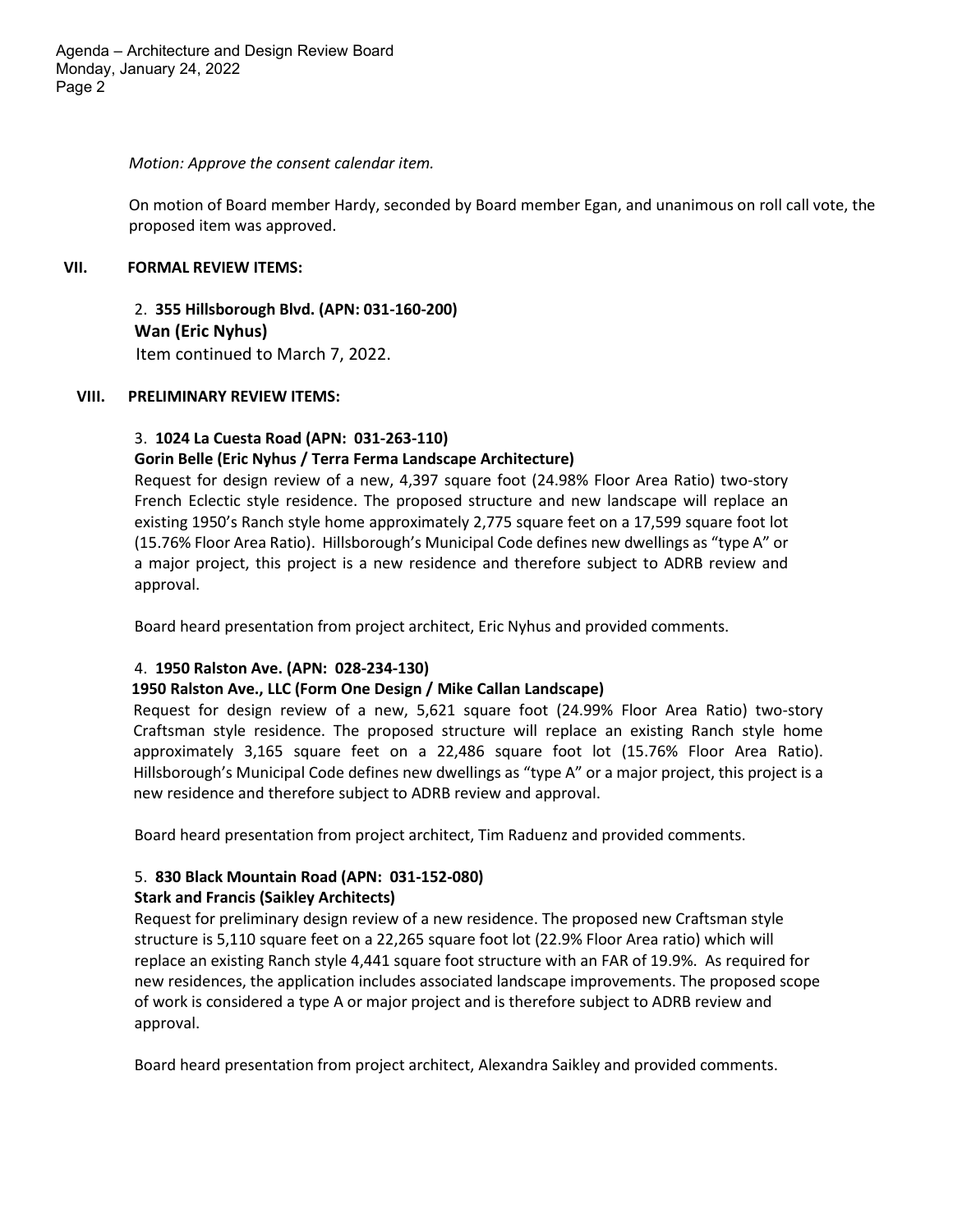*Motion: Approve the consent calendar item.*

On motion of Board member Hardy, seconded by Board member Egan, and unanimous on roll call vote, the proposed item was approved.

## VII. FORMAL REVIEW ITEMS:

2. **355 Hillsborough Blvd. (APN: 031-160-200)**
**Wan (Eric Nyhus)**
Item continued to March 7, 2022.

## VIII. PRELIMINARY REVIEW ITEMS:

3. **1024 La Cuesta Road (APN: 031-263-110)**
**Gorin Belle (Eric Nyhus / Terra Ferma Landscape Architecture)**
Request for design review of a new, 4,397 square foot (24.98% Floor Area Ratio) two-story French Eclectic style residence. The proposed structure and new landscape will replace an existing 1950's Ranch style home approximately 2,775 square feet on a 17,599 square foot lot (15.76% Floor Area Ratio). Hillsborough's Municipal Code defines new dwellings as "type A" or a major project, this project is a new residence and therefore subject to ADRB review and approval.

Board heard presentation from project architect, Eric Nyhus and provided comments.

4. **1950 Ralston Ave. (APN: 028-234-130)**
**1950 Ralston Ave., LLC (Form One Design / Mike Callan Landscape)**
Request for design review of a new, 5,621 square foot (24.99% Floor Area Ratio) two-story Craftsman style residence. The proposed structure will replace an existing Ranch style home approximately 3,165 square feet on a 22,486 square foot lot (15.76% Floor Area Ratio). Hillsborough's Municipal Code defines new dwellings as "type A" or a major project, this project is a new residence and therefore subject to ADRB review and approval.

Board heard presentation from project architect, Tim Raduenz and provided comments.

5. **830 Black Mountain Road (APN: 031-152-080)**
**Stark and Francis (Saikley Architects)**
Request for preliminary design review of a new residence. The proposed new Craftsman style structure is 5,110 square feet on a 22,265 square foot lot (22.9% Floor Area ratio) which will replace an existing Ranch style 4,441 square foot structure with an FAR of 19.9%. As required for new residences, the application includes associated landscape improvements. The proposed scope of work is considered a type A or major project and is therefore subject to ADRB review and approval.

Board heard presentation from project architect, Alexandra Saikley and provided comments.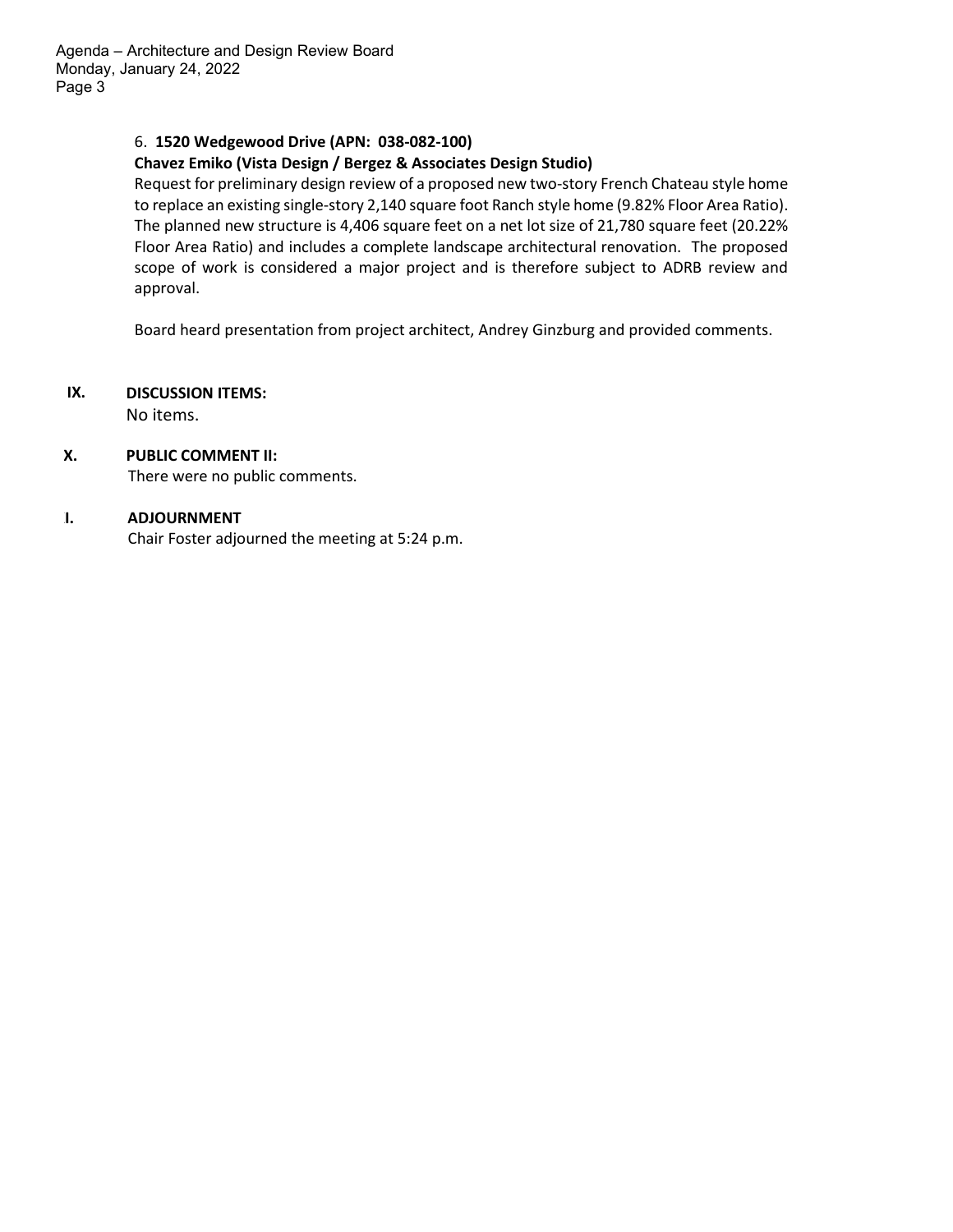6. **1520 Wedgewood Drive (APN: 038-082-100)**

**Chavez Emiko (Vista Design / Bergez & Associates Design Studio)**

Request for preliminary design review of a proposed new two-story French Chateau style home to replace an existing single-story 2,140 square foot Ranch style home (9.82% Floor Area Ratio). The planned new structure is 4,406 square feet on a net lot size of 21,780 square feet (20.22% Floor Area Ratio) and includes a complete landscape architectural renovation. The proposed scope of work is considered a major project and is therefore subject to ADRB review and approval.

Board heard presentation from project architect, Andrey Ginzburg and provided comments.

## IX. DISCUSSION ITEMS:

No items.

## X. PUBLIC COMMENT II:

There were no public comments.

## I. ADJOURNMENT

Chair Foster adjourned the meeting at 5:24 p.m.